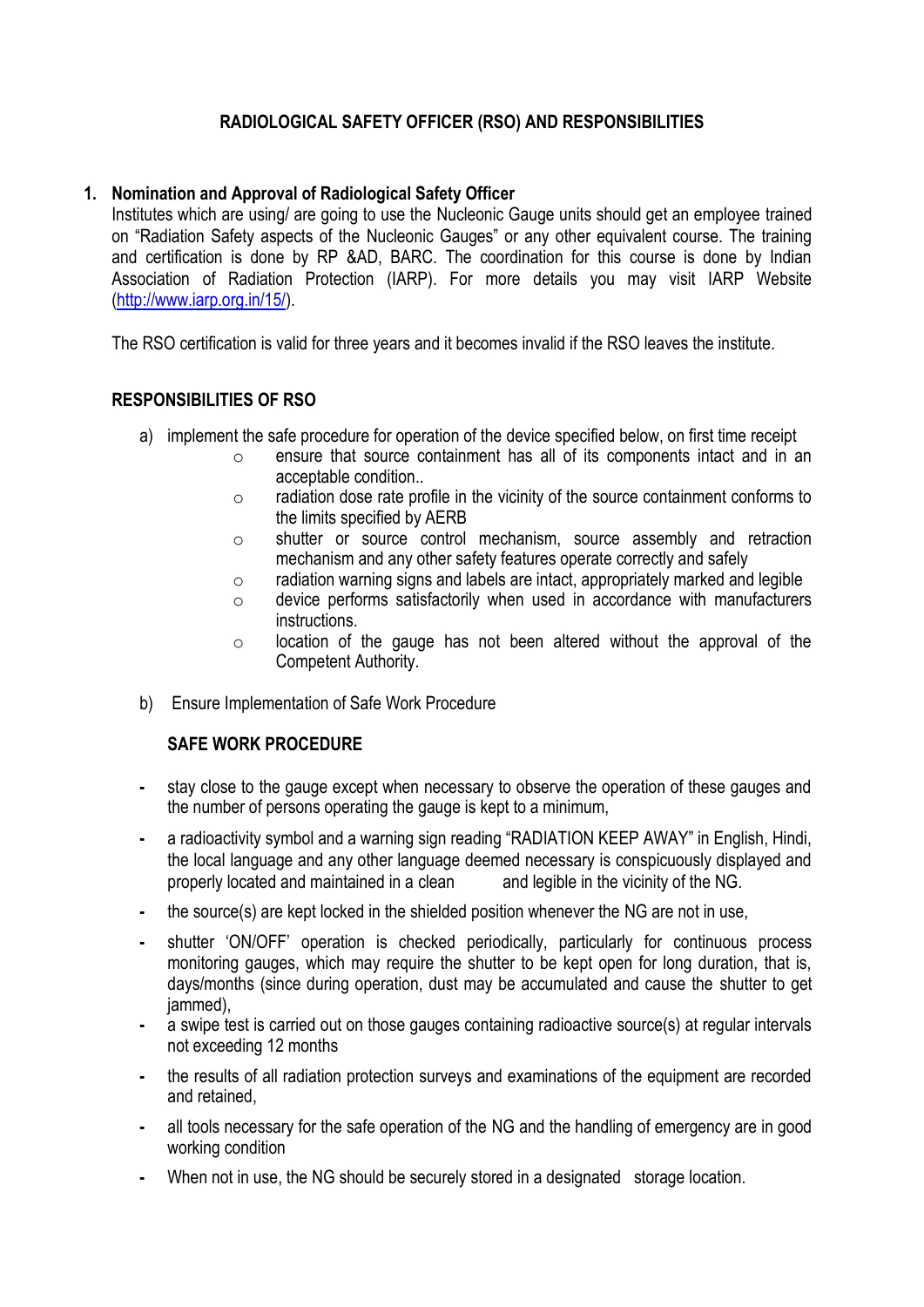# RADIOLOGICAL SAFETY OFFICER (RSO) AND RESPONSIBILITIES

## 1. Nomination and Approval of Radiological Safety Officer

Institutes which are using/ are going to use the Nucleonic Gauge units should get an employee trained on "Radiation Safety aspects of the Nucleonic Gauges" or any other equivalent course. The training and certification is done by RP &AD, BARC. The coordination for this course is done by Indian Association of Radiation Protection (IARP). For more details you may visit IARP Website (http://www.iarp.org.in/15/).

The RSO certification is valid for three years and it becomes invalid if the RSO leaves the institute.

### RESPONSIBILITIES OF RSO

a) implement the safe procedure for operation of the device specified below, on first time receipt
   - ensure that source containment has all of its components intact and in an acceptable condition..
   - radiation dose rate profile in the vicinity of the source containment conforms to the limits specified by AERB
   - shutter or source control mechanism, source assembly and retraction mechanism and any other safety features operate correctly and safely
   - radiation warning signs and labels are intact, appropriately marked and legible
   - device performs satisfactorily when used in accordance with manufacturers instructions.
   - location of the gauge has not been altered without the approval of the Competent Authority.

b) Ensure Implementation of Safe Work Procedure

#### SAFE WORK PROCEDURE

- stay close to the gauge except when necessary to observe the operation of these gauges and the number of persons operating the gauge is kept to a minimum,
- a radioactivity symbol and a warning sign reading "RADIATION KEEP AWAY" in English, Hindi, the local language and any other language deemed necessary is conspicuously displayed and properly located and maintained in a clean and legible in the vicinity of the NG.
- the source(s) are kept locked in the shielded position whenever the NG are not in use,
- shutter 'ON/OFF' operation is checked periodically, particularly for continuous process monitoring gauges, which may require the shutter to be kept open for long duration, that is, days/months (since during operation, dust may be accumulated and cause the shutter to get jammed),
- a swipe test is carried out on those gauges containing radioactive source(s) at regular intervals not exceeding 12 months
- the results of all radiation protection surveys and examinations of the equipment are recorded and retained,
- all tools necessary for the safe operation of the NG and the handling of emergency are in good working condition
- When not in use, the NG should be securely stored in a designated storage location.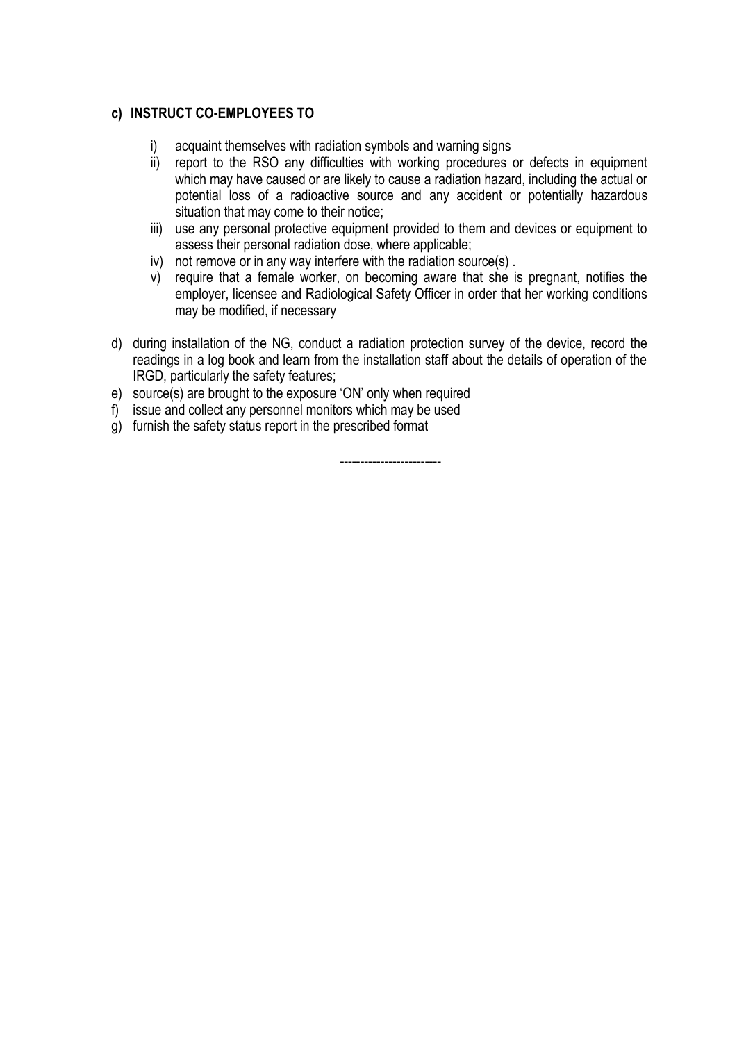**c) INSTRUCT CO-EMPLOYEES TO**

i) acquaint themselves with radiation symbols and warning signs

ii) report to the RSO any difficulties with working procedures or defects in equipment which may have caused or are likely to cause a radiation hazard, including the actual or potential loss of a radioactive source and any accident or potentially hazardous situation that may come to their notice;

iii) use any personal protective equipment provided to them and devices or equipment to assess their personal radiation dose, where applicable;

iv) not remove or in any way interfere with the radiation source(s) .

v) require that a female worker, on becoming aware that she is pregnant, notifies the employer, licensee and Radiological Safety Officer in order that her working conditions may be modified, if necessary

d) during installation of the NG, conduct a radiation protection survey of the device, record the readings in a log book and learn from the installation staff about the details of operation of the IRGD, particularly the safety features;

e) source(s) are brought to the exposure 'ON' only when required

f) issue and collect any personnel monitors which may be used

g) furnish the safety status report in the prescribed format

-------------------------